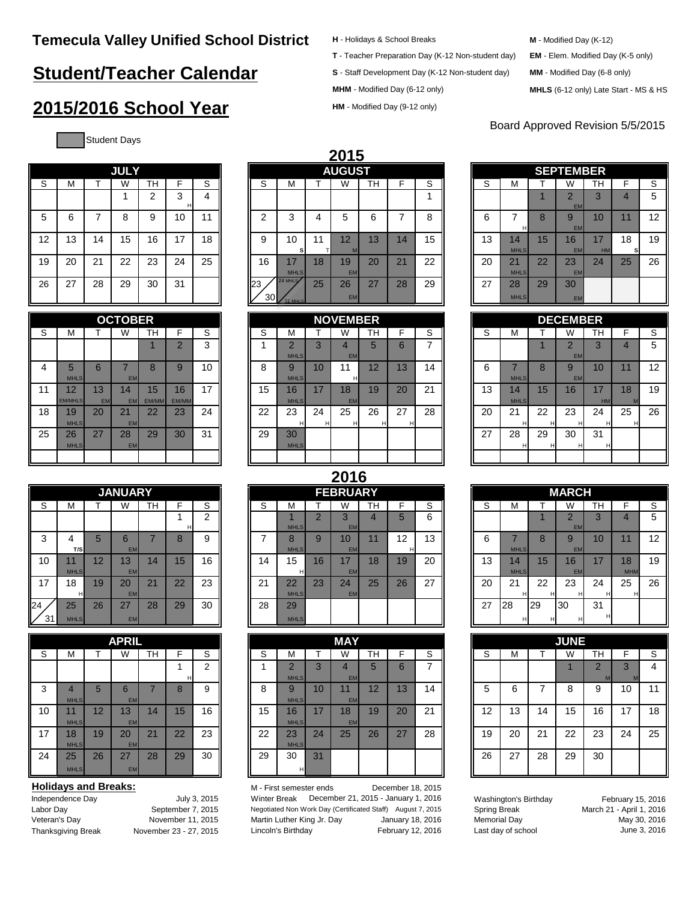# Temecula Valley Unified School District

## Student/Teacher Calendar

## 2015/2016 School Year

- **H** - Holidays & School Breaks
- **T** - Teacher Preparation Day (K-12 Non-student day)
- **S** - Staff Development Day (K-12 Non-student day)
- **MHM** - Modified Day (6-12 only)
- **HM** - Modified Day (9-12 only)
- **M** - Modified Day (K-12)
- **EM** - Elem. Modified Day (K-5 only)
- **MM** - Modified Day (6-8 only)
- **MHLS** (6-12 only) Late Start - MS & HS

Board Approved Revision 5/5/2015

Student Days (shaded)

## 2015

**JULY**

| S | M | T | W | TH | F | S |
|---|---|---|---|---|---|---|
| | | | 1 | 2 | 3 H | 4 |
| 5 | 6 | 7 | 8 | 9 | 10 | 11 |
| 12 | 13 | 14 | 15 | 16 | 17 | 18 |
| 19 | 20 | 21 | 22 | 23 | 24 | 25 |
| 26 | 27 | 28 | 29 | 30 | 31 | |

**AUGUST**

| S | M | T | W | TH | F | S |
|---|---|---|---|---|---|---|
| | | | | | | 1 |
| 2 | 3 | 4 | 5 | 6 | 7 | 8 |
| 9 | 10 S | 11 T | 12 M | 13 | 14 | 15 |
| 16 | 17 MHLS | 18 | 19 EM | 20 | 21 | 22 |
| 23/30 | 24 MHLS / 31 MHLS | 25 | 26 EM | 27 | 28 | 29 |

**SEPTEMBER**

| S | M | T | W | TH | F | S |
|---|---|---|---|---|---|---|
| | | 1 | 2 EM | 3 | 4 | 5 |
| 6 | 7 H | 8 | 9 EM | 10 | 11 | 12 |
| 13 | 14 MHLS | 15 | 16 EM | 17 HM | 18 S | 19 |
| 20 | 21 MHLS | 22 | 23 EM | 24 | 25 | 26 |
| 27 | 28 MHLS | 29 | 30 EM | | | |

**OCTOBER**

| S | M | T | W | TH | F | S |
|---|---|---|---|---|---|---|
| | | | | 1 | 2 | 3 |
| 4 | 5 MHLS | 6 | 7 EM | 8 | 9 | 10 |
| 11 | 12 EM/MHLS | 13 EM | 14 EM | 15 EM/MM | 16 EM/MM | 17 |
| 18 | 19 MHLS | 20 | 21 EM | 22 | 23 | 24 |
| 25 | 26 MHLS | 27 | 28 EM | 29 | 30 | 31 |

**NOVEMBER**

| S | M | T | W | TH | F | S |
|---|---|---|---|---|---|---|
| 1 | 2 MHLS | 3 | 4 EM | 5 | 6 | 7 |
| 8 | 9 MHLS | 10 | 11 H | 12 | 13 | 14 |
| 15 | 16 MHLS | 17 | 18 EM | 19 | 20 | 21 |
| 22 | 23 H | 24 H | 25 H | 26 H | 27 H | 28 |
| 29 | 30 MHLS | | | | | |

**DECEMBER**

| S | M | T | W | TH | F | S |
|---|---|---|---|---|---|---|
| | | 1 | 2 EM | 3 | 4 | 5 |
| 6 | 7 MHLS | 8 | 9 EM | 10 | 11 | 12 |
| 13 | 14 MHLS | 15 | 16 | 17 HM | 18 M | 19 |
| 20 | 21 H | 22 H | 23 H | 24 H | 25 H | 26 |
| 27 | 28 H | 29 H | 30 H | 31 H | | |

## 2016

**JANUARY**

| S | M | T | W | TH | F | S |
|---|---|---|---|---|---|---|
| | | | | | 1 H | 2 |
| 3 | 4 T/S | 5 | 6 EM | 7 | 8 | 9 |
| 10 | 11 MHLS | 12 | 13 EM | 14 | 15 | 16 |
| 17 | 18 H | 19 | 20 EM | 21 | 22 | 23 |
| 24/31 | 25 MHLS | 26 | 27 EM | 28 | 29 | 30 |

**FEBRUARY**

| S | M | T | W | TH | F | S |
|---|---|---|---|---|---|---|
| | 1 MHLS | 2 | 3 EM | 4 | 5 | 6 |
| 7 | 8 MHLS | 9 | 10 EM | 11 | 12 H | 13 |
| 14 | 15 H | 16 | 17 EM | 18 | 19 | 20 |
| 21 | 22 MHLS | 23 | 24 EM | 25 | 26 | 27 |
| 28 | 29 MHLS | | | | | |

**MARCH**

| S | M | T | W | TH | F | S |
|---|---|---|---|---|---|---|
| | | 1 | 2 EM | 3 | 4 | 5 |
| 6 | 7 MHLS | 8 | 9 EM | 10 | 11 | 12 |
| 13 | 14 MHLS | 15 | 16 EM | 17 | 18 MHM | 19 |
| 20 | 21 H | 22 H | 23 H | 24 H | 25 H | 26 |
| 27 | 28 H | 29 H | 30 H | 31 H | | |

**APRIL**

| S | M | T | W | TH | F | S |
|---|---|---|---|---|---|---|
| | | | | | 1 H | 2 |
| 3 | 4 MHLS | 5 | 6 EM | 7 | 8 | 9 |
| 10 | 11 MHLS | 12 | 13 EM | 14 | 15 | 16 |
| 17 | 18 MHLS | 19 | 20 EM | 21 | 22 | 23 |
| 24 | 25 MHLS | 26 | 27 EM | 28 | 29 | 30 |

**MAY**

| S | M | T | W | TH | F | S |
|---|---|---|---|---|---|---|
| 1 | 2 MHLS | 3 | 4 EM | 5 | 6 | 7 |
| 8 | 9 MHLS | 10 | 11 EM | 12 | 13 | 14 |
| 15 | 16 MHLS | 17 | 18 EM | 19 | 20 | 21 |
| 22 | 23 MHLS | 24 | 25 | 26 | 27 | 28 |
| 29 | 30 H | 31 | | | | |

**JUNE**

| S | M | T | W | TH | F | S |
|---|---|---|---|---|---|---|
| | | | 1 | 2 M | 3 M | 4 |
| 5 | 6 | 7 | 8 | 9 | 10 | 11 |
| 12 | 13 | 14 | 15 | 16 | 17 | 18 |
| 19 | 20 | 21 | 22 | 23 | 24 | 25 |
| 26 | 27 | 28 | 29 | 30 | | |

### Holidays and Breaks:

| Event | Date |
|---|---|
| Independence Day | July 3, 2015 |
| Labor Day | September 7, 2015 |
| Veteran's Day | November 11, 2015 |
| Thanksgiving Break | November 23 - 27, 2015 |
| M - First semester ends | December 18, 2015 |
| Winter Break | December 21, 2015 - January 1, 2016 |
| Negotiated Non Work Day (Certificated Staff) | August 7, 2015 |
| Martin Luther King Jr. Day | January 18, 2016 |
| Lincoln's Birthday | February 12, 2016 |
| Washington's Birthday | February 15, 2016 |
| Spring Break | March 21 - April 1, 2016 |
| Memorial Day | May 30, 2016 |
| Last day of school | June 3, 2016 |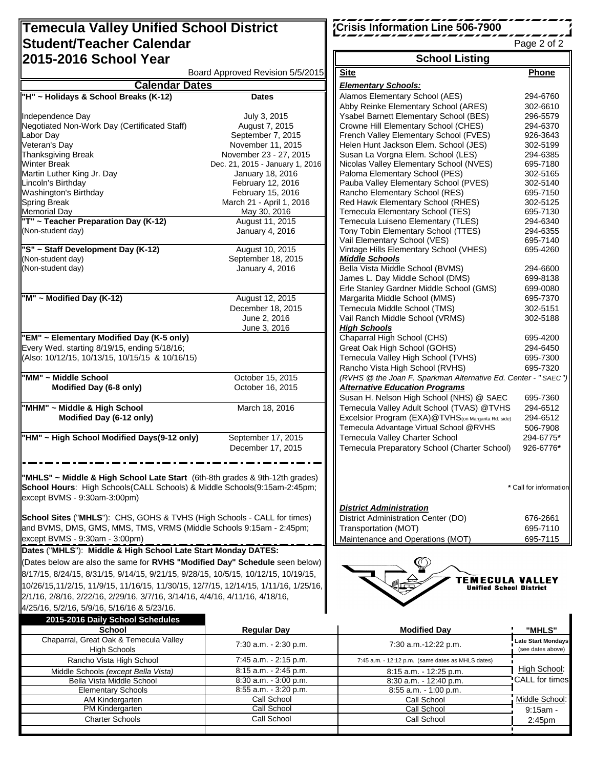# Temecula Valley Unified School District
# Student/Teacher Calendar
# 2015-2016 School Year

Board Approved Revision 5/5/2015

## Calendar Dates

| "H" ~ Holidays & School Breaks (K-12) | Dates |
|---|---|
| Independence Day | July 3, 2015 |
| Negotiated Non-Work Day (Certificated Staff) | August 7, 2015 |
| Labor Day | September 7, 2015 |
| Veteran's Day | November 11, 2015 |
| Thanksgiving Break | November 23 - 27, 2015 |
| Winter Break | Dec. 21, 2015 - January 1, 2016 |
| Martin Luther King Jr. Day | January 18, 2016 |
| Lincoln's Birthday | February 12, 2016 |
| Washington's Birthday | February 15, 2016 |
| Spring Break | March 21 - April 1, 2016 |
| Memorial Day | May 30, 2016 |
| **"T" ~ Teacher Preparation Day (K-12)** | August 11, 2015 |
| (Non-student day) | January 4, 2016 |
| **"S" ~ Staff Development Day (K-12)** | August 10, 2015 |
| (Non-student day) | September 18, 2015 |
| (Non-student day) | January 4, 2016 |
| **"M" ~ Modified Day (K-12)** | August 12, 2015 |
| | December 18, 2015 |
| | June 2, 2016 |
| | June 3, 2016 |
| **"EM" ~ Elementary Modified Day (K-5 only)** | |
| Every Wed. starting 8/19/15, ending 5/18/16; | |
| (Also: 10/12/15, 10/13/15, 10/15/15 & 10/16/15) | |
| **"MM" ~ Middle School** | October 15, 2015 |
| **Modified Day (6-8 only)** | October 16, 2015 |
| **"MHM" ~ Middle & High School Modified Day (6-12 only)** | March 18, 2016 |
| **"HM" ~ High School Modified Days(9-12 only)** | September 17, 2015 |
| | December 17, 2015 |

**"MHLS" ~ Middle & High School Late Start** (6th-8th grades & 9th-12th grades)
**School Hours**: High Schools(CALL Schools) & Middle Schools(9:15am-2:45pm; except BVMS - 9:30am-3:00pm)

**School Sites** ("**MHLS**"): CHS, GOHS & TVHS (High Schools - CALL for times) and BVMS, DMS, GMS, MMS, TMS, VRMS (Middle Schools 9:15am - 2:45pm; except BVMS - 9:30am - 3:00pm)

**Dates** ("**MHLS**"): **Middle & High School Late Start Monday DATES:**
(Dates below are also the same for **RVHS "Modified Day"** Schedule seen below)
8/17/15, 8/24/15, 8/31/15, 9/14/15, 9/21/15, 9/28/15, 10/5/15, 10/12/15, 10/19/15, 10/26/15,11/2/15, 11/9/15, 11/16/15, 11/30/15, 12/7/15, 12/14/15, 1/11/16, 1/25/16, 2/1/16, 2/8/16, 2/22/16, 2/29/16, 3/7/16, 3/14/16, 4/4/16, 4/11/16, 4/18/16, 4/25/16, 5/2/16, 5/9/16, 5/16/16 & 5/23/16.

**Crisis Information Line 506-7900**

## School Listing

| Site | Phone |
|---|---|
| ***Elementary Schools:*** | |
| Alamos Elementary School (AES) | 294-6760 |
| Abby Reinke Elementary School (ARES) | 302-6610 |
| Ysabel Barnett Elementary School (BES) | 296-5579 |
| Crowne Hill Elementary School (CHES) | 294-6370 |
| French Valley Elementary School (FVES) | 926-3643 |
| Helen Hunt Jackson Elem. School (JES) | 302-5199 |
| Susan La Vorgna Elem. School (LES) | 294-6385 |
| Nicolas Valley Elementary School (NVES) | 695-7180 |
| Paloma Elementary School (PES) | 302-5165 |
| Pauba Valley Elementary School (PVES) | 302-5140 |
| Rancho Elementary School (RES) | 695-7150 |
| Red Hawk Elementary School (RHES) | 302-5125 |
| Temecula Elementary School (TES) | 695-7130 |
| Temecula Luiseno Elementary (TLES) | 294-6340 |
| Tony Tobin Elementary School (TTES) | 294-6355 |
| Vail Elementary School (VES) | 695-7140 |
| Vintage Hills Elementary School (VHES) | 695-4260 |
| ***Middle Schools*** | |
| Bella Vista Middle School (BVMS) | 294-6600 |
| James L. Day Middle School (DMS) | 699-8138 |
| Erle Stanley Gardner Middle School (GMS) | 699-0080 |
| Margarita Middle School (MMS) | 695-7370 |
| Temecula Middle School (TMS) | 302-5151 |
| Vail Ranch Middle School (VRMS) | 302-5188 |
| ***High Schools*** | |
| Chaparral High School (CHS) | 695-4200 |
| Great Oak High School (GOHS) | 294-6450 |
| Temecula Valley High School (TVHS) | 695-7300 |
| Rancho Vista High School (RVHS) | 695-7320 |
| *(RVHS @ the Joan F. Sparkman Alternative Ed. Center - "SAEC")* | |
| ***Alternative Education Programs*** | |
| Susan H. Nelson High School (NHS) @ SAEC | 695-7360 |
| Temecula Valley Adult School (TVAS) @TVHS | 294-6512 |
| Excelsior Program (EXA)@TVHS(on Margarita Rd. side) | 294-6512 |
| Temecula Advantage Virtual School @RVHS | 506-7908 |
| Temecula Valley Charter School | 294-6775* |
| Temecula Preparatory School (Charter School) | 926-6776* |

\* Call for information

| ***District Administration*** | |
|---|---|
| District Administration Center (DO) | 676-2661 |
| Transportation (MOT) | 695-7110 |
| Maintenance and Operations (MOT) | 695-7115 |

TEMECULA VALLEY Unified School District

## 2015-2016 Daily School Schedules

| School | Regular Day | Modified Day | "MHLS" |
|---|---|---|---|
| Chaparral, Great Oak & Temecula Valley High Schools | 7:30 a.m. - 2:30 p.m. | 7:30 a.m.-12:22 p.m. | Late Start Mondays (see dates above) |
| Rancho Vista High School | 7:45 a.m. - 2:15 p.m. | 7:45 a.m. - 12:12 p.m. (same dates as MHLS dates) | |
| Middle Schools *(except Bella Vista)* | 8:15 a.m. - 2:45 p.m. | 8:15 a.m. - 12:25 p.m. | High School: CALL for times |
| Bella Vista Middle School | 8:30 a.m. - 3:00 p.m. | 8:30 a.m. - 12:40 p.m. | |
| Elementary Schools | 8:55 a.m. - 3:20 p.m. | 8:55 a.m. - 1:00 p.m. | |
| AM Kindergarten | Call School | Call School | Middle School: 9:15am - 2:45pm |
| PM Kindergarten | Call School | Call School | |
| Charter Schools | Call School | Call School | |